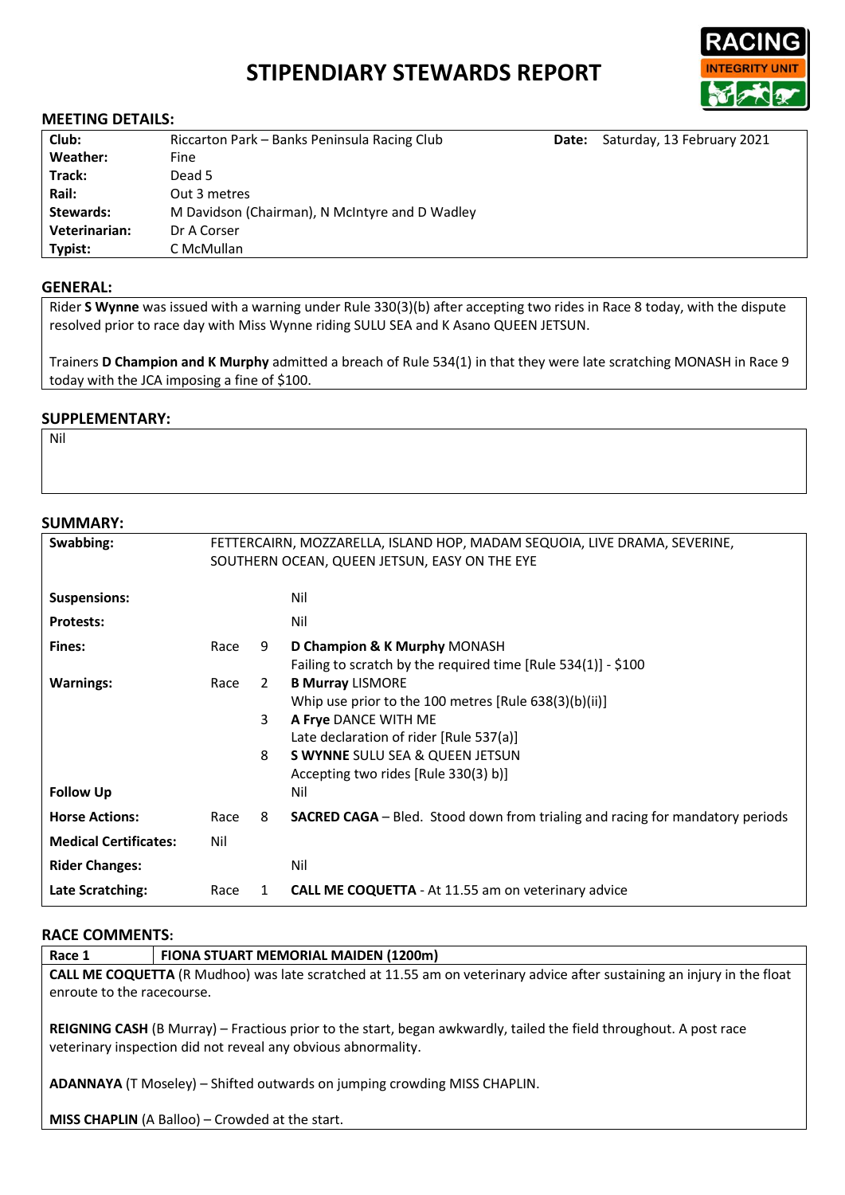# STIPENDIARY STEWARDS REPORT

## MEETING DETAILS:

| | | | |
|---|---|---|---|
| **Club:** | Riccarton Park – Banks Peninsula Racing Club | **Date:** | Saturday, 13 February 2021 |
| **Weather:** | Fine | | |
| **Track:** | Dead 5 | | |
| **Rail:** | Out 3 metres | | |
| **Stewards:** | M Davidson (Chairman), N McIntyre and D Wadley | | |
| **Veterinarian:** | Dr A Corser | | |
| **Typist:** | C McMullan | | |

## GENERAL:

Rider **S Wynne** was issued with a warning under Rule 330(3)(b) after accepting two rides in Race 8 today, with the dispute resolved prior to race day with Miss Wynne riding SULU SEA and K Asano QUEEN JETSUN.

Trainers **D Champion and K Murphy** admitted a breach of Rule 534(1) in that they were late scratching MONASH in Race 9 today with the JCA imposing a fine of $100.

## SUPPLEMENTARY:

Nil

## SUMMARY:

| | | | |
|---|---|---|---|
| **Swabbing:** | FETTERCAIRN, MOZZARELLA, ISLAND HOP, MADAM SEQUOIA, LIVE DRAMA, SEVERINE, SOUTHERN OCEAN, QUEEN JETSUN, EASY ON THE EYE | | |
| **Suspensions:** | | | Nil |
| **Protests:** | | | Nil |
| **Fines:** | Race | 9 | **D Champion & K Murphy** MONASH<br>Failing to scratch by the required time [Rule 534(1)] - $100 |
| **Warnings:** | Race | 2 | **B Murray** LISMORE<br>Whip use prior to the 100 metres [Rule 638(3)(b)(ii)] |
| | | 3 | **A Frye** DANCE WITH ME<br>Late declaration of rider [Rule 537(a)] |
| | | 8 | **S WYNNE** SULU SEA & QUEEN JETSUN<br>Accepting two rides [Rule 330(3) b)] |
| **Follow Up** | | | Nil |
| **Horse Actions:** | Race | 8 | **SACRED CAGA** – Bled. Stood down from trialing and racing for mandatory periods |
| **Medical Certificates:** | Nil | | |
| **Rider Changes:** | | | Nil |
| **Late Scratching:** | Race | 1 | **CALL ME COQUETTA** - At 11.55 am on veterinary advice |

## RACE COMMENTS:

| **Race 1** | **FIONA STUART MEMORIAL MAIDEN (1200m)** |
|---|---|

**CALL ME COQUETTA** (R Mudhoo) was late scratched at 11.55 am on veterinary advice after sustaining an injury in the float enroute to the racecourse.

**REIGNING CASH** (B Murray) – Fractious prior to the start, began awkwardly, tailed the field throughout. A post race veterinary inspection did not reveal any obvious abnormality.

**ADANNAYA** (T Moseley) – Shifted outwards on jumping crowding MISS CHAPLIN.

**MISS CHAPLIN** (A Balloo) – Crowded at the start.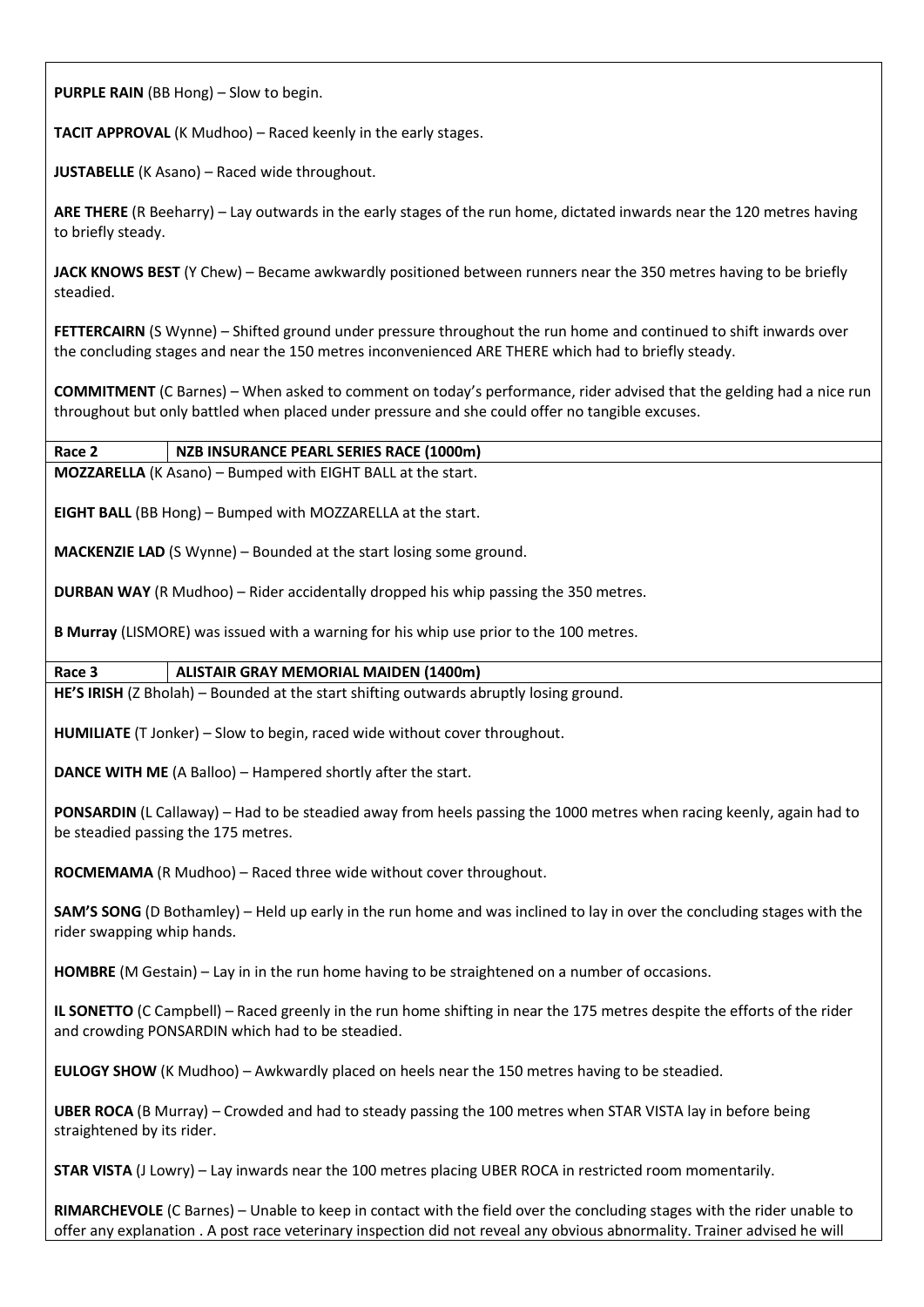**PURPLE RAIN** (BB Hong) – Slow to begin.

**TACIT APPROVAL** (K Mudhoo) – Raced keenly in the early stages.

**JUSTABELLE** (K Asano) – Raced wide throughout.

**ARE THERE** (R Beeharry) – Lay outwards in the early stages of the run home, dictated inwards near the 120 metres having to briefly steady.

**JACK KNOWS BEST** (Y Chew) – Became awkwardly positioned between runners near the 350 metres having to be briefly steadied.

**FETTERCAIRN** (S Wynne) – Shifted ground under pressure throughout the run home and continued to shift inwards over the concluding stages and near the 150 metres inconvenienced ARE THERE which had to briefly steady.

**COMMITMENT** (C Barnes) – When asked to comment on today's performance, rider advised that the gelding had a nice run throughout but only battled when placed under pressure and she could offer no tangible excuses.

| Race 2 | NZB INSURANCE PEARL SERIES RACE (1000m) |
|---|---|

**MOZZARELLA** (K Asano) – Bumped with EIGHT BALL at the start.

**EIGHT BALL** (BB Hong) – Bumped with MOZZARELLA at the start.

**MACKENZIE LAD** (S Wynne) – Bounded at the start losing some ground.

**DURBAN WAY** (R Mudhoo) – Rider accidentally dropped his whip passing the 350 metres.

**B Murray** (LISMORE) was issued with a warning for his whip use prior to the 100 metres.

| Race 3 | ALISTAIR GRAY MEMORIAL MAIDEN (1400m) |
|---|---|

**HE'S IRISH** (Z Bholah) – Bounded at the start shifting outwards abruptly losing ground.

**HUMILIATE** (T Jonker) – Slow to begin, raced wide without cover throughout.

**DANCE WITH ME** (A Balloo) – Hampered shortly after the start.

**PONSARDIN** (L Callaway) – Had to be steadied away from heels passing the 1000 metres when racing keenly, again had to be steadied passing the 175 metres.

**ROCMEMAMA** (R Mudhoo) – Raced three wide without cover throughout.

**SAM'S SONG** (D Bothamley) – Held up early in the run home and was inclined to lay in over the concluding stages with the rider swapping whip hands.

**HOMBRE** (M Gestain) – Lay in in the run home having to be straightened on a number of occasions.

**IL SONETTO** (C Campbell) – Raced greenly in the run home shifting in near the 175 metres despite the efforts of the rider and crowding PONSARDIN which had to be steadied.

**EULOGY SHOW** (K Mudhoo) – Awkwardly placed on heels near the 150 metres having to be steadied.

**UBER ROCA** (B Murray) – Crowded and had to steady passing the 100 metres when STAR VISTA lay in before being straightened by its rider.

**STAR VISTA** (J Lowry) – Lay inwards near the 100 metres placing UBER ROCA in restricted room momentarily.

**RIMARCHEVOLE** (C Barnes) – Unable to keep in contact with the field over the concluding stages with the rider unable to offer any explanation . A post race veterinary inspection did not reveal any obvious abnormality. Trainer advised he will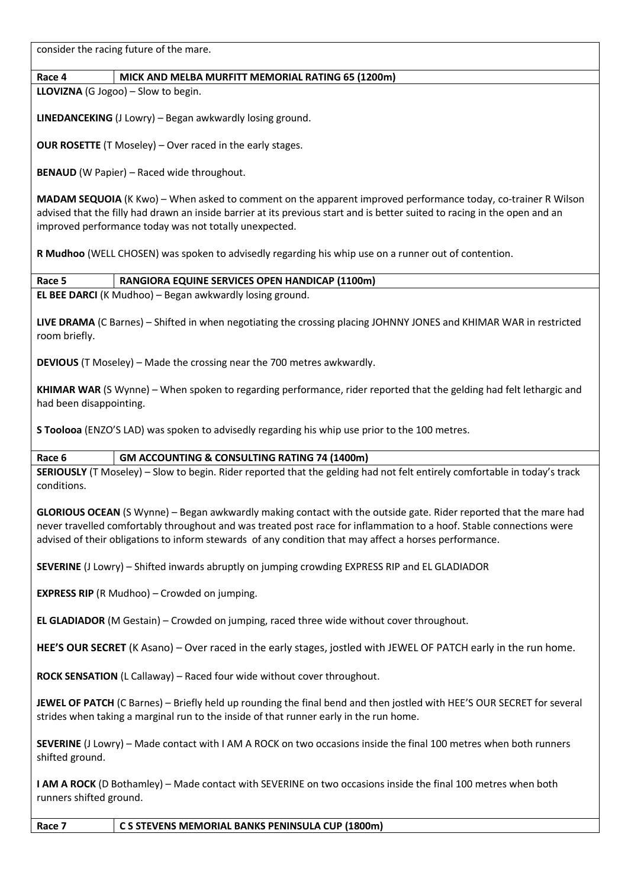consider the racing future of the mare.

| Race 4 | MICK AND MELBA MURFITT MEMORIAL RATING 65 (1200m) |
|---|---|

**LLOVIZNA** (G Jogoo) – Slow to begin.

**LINEDANCEKING** (J Lowry) – Began awkwardly losing ground.

**OUR ROSETTE** (T Moseley) – Over raced in the early stages.

**BENAUD** (W Papier) – Raced wide throughout.

**MADAM SEQUOIA** (K Kwo) – When asked to comment on the apparent improved performance today, co-trainer R Wilson advised that the filly had drawn an inside barrier at its previous start and is better suited to racing in the open and an improved performance today was not totally unexpected.

**R Mudhoo** (WELL CHOSEN) was spoken to advisedly regarding his whip use on a runner out of contention.

| Race 5 | RANGIORA EQUINE SERVICES OPEN HANDICAP (1100m) |
|---|---|

**EL BEE DARCI** (K Mudhoo) – Began awkwardly losing ground.

**LIVE DRAMA** (C Barnes) – Shifted in when negotiating the crossing placing JOHNNY JONES and KHIMAR WAR in restricted room briefly.

**DEVIOUS** (T Moseley) – Made the crossing near the 700 metres awkwardly.

**KHIMAR WAR** (S Wynne) – When spoken to regarding performance, rider reported that the gelding had felt lethargic and had been disappointing.

**S Toolooa** (ENZO'S LAD) was spoken to advisedly regarding his whip use prior to the 100 metres.

| Race 6 | GM ACCOUNTING & CONSULTING RATING 74 (1400m) |
|---|---|

**SERIOUSLY** (T Moseley) – Slow to begin. Rider reported that the gelding had not felt entirely comfortable in today's track conditions.

**GLORIOUS OCEAN** (S Wynne) – Began awkwardly making contact with the outside gate. Rider reported that the mare had never travelled comfortably throughout and was treated post race for inflammation to a hoof. Stable connections were advised of their obligations to inform stewards of any condition that may affect a horses performance.

**SEVERINE** (J Lowry) – Shifted inwards abruptly on jumping crowding EXPRESS RIP and EL GLADIADOR

**EXPRESS RIP** (R Mudhoo) – Crowded on jumping.

**EL GLADIADOR** (M Gestain) – Crowded on jumping, raced three wide without cover throughout.

**HEE'S OUR SECRET** (K Asano) – Over raced in the early stages, jostled with JEWEL OF PATCH early in the run home.

**ROCK SENSATION** (L Callaway) – Raced four wide without cover throughout.

**JEWEL OF PATCH** (C Barnes) – Briefly held up rounding the final bend and then jostled with HEE'S OUR SECRET for several strides when taking a marginal run to the inside of that runner early in the run home.

**SEVERINE** (J Lowry) – Made contact with I AM A ROCK on two occasions inside the final 100 metres when both runners shifted ground.

**I AM A ROCK** (D Bothamley) – Made contact with SEVERINE on two occasions inside the final 100 metres when both runners shifted ground.

| Race 7 | C S STEVENS MEMORIAL BANKS PENINSULA CUP (1800m) |
|---|---|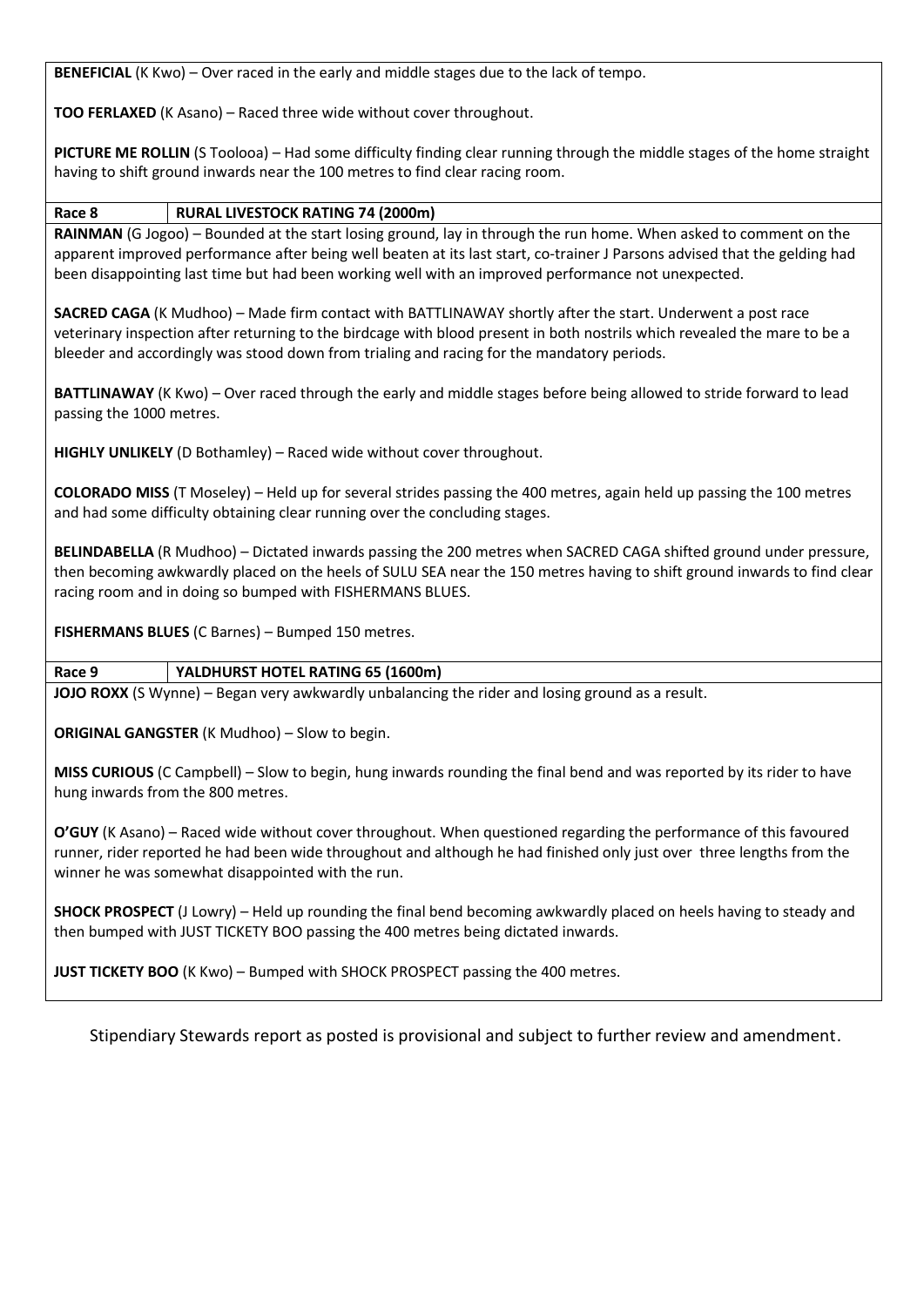**BENEFICIAL** (K Kwo) – Over raced in the early and middle stages due to the lack of tempo.

**TOO FERLAXED** (K Asano) – Raced three wide without cover throughout.

**PICTURE ME ROLLIN** (S Toolooa) – Had some difficulty finding clear running through the middle stages of the home straight having to shift ground inwards near the 100 metres to find clear racing room.

| Race 8 | RURAL LIVESTOCK RATING 74 (2000m) |
|---|---|

**RAINMAN** (G Jogoo) – Bounded at the start losing ground, lay in through the run home. When asked to comment on the apparent improved performance after being well beaten at its last start, co-trainer J Parsons advised that the gelding had been disappointing last time but had been working well with an improved performance not unexpected.

**SACRED CAGA** (K Mudhoo) – Made firm contact with BATTLINAWAY shortly after the start. Underwent a post race veterinary inspection after returning to the birdcage with blood present in both nostrils which revealed the mare to be a bleeder and accordingly was stood down from trialing and racing for the mandatory periods.

**BATTLINAWAY** (K Kwo) – Over raced through the early and middle stages before being allowed to stride forward to lead passing the 1000 metres.

**HIGHLY UNLIKELY** (D Bothamley) – Raced wide without cover throughout.

**COLORADO MISS** (T Moseley) – Held up for several strides passing the 400 metres, again held up passing the 100 metres and had some difficulty obtaining clear running over the concluding stages.

**BELINDABELLA** (R Mudhoo) – Dictated inwards passing the 200 metres when SACRED CAGA shifted ground under pressure, then becoming awkwardly placed on the heels of SULU SEA near the 150 metres having to shift ground inwards to find clear racing room and in doing so bumped with FISHERMANS BLUES.

**FISHERMANS BLUES** (C Barnes) – Bumped 150 metres.

| Race 9 | YALDHURST HOTEL RATING 65 (1600m) |
|---|---|

**JOJO ROXX** (S Wynne) – Began very awkwardly unbalancing the rider and losing ground as a result.

**ORIGINAL GANGSTER** (K Mudhoo) – Slow to begin.

**MISS CURIOUS** (C Campbell) – Slow to begin, hung inwards rounding the final bend and was reported by its rider to have hung inwards from the 800 metres.

**O'GUY** (K Asano) – Raced wide without cover throughout. When questioned regarding the performance of this favoured runner, rider reported he had been wide throughout and although he had finished only just over three lengths from the winner he was somewhat disappointed with the run.

**SHOCK PROSPECT** (J Lowry) – Held up rounding the final bend becoming awkwardly placed on heels having to steady and then bumped with JUST TICKETY BOO passing the 400 metres being dictated inwards.

**JUST TICKETY BOO** (K Kwo) – Bumped with SHOCK PROSPECT passing the 400 metres.

Stipendiary Stewards report as posted is provisional and subject to further review and amendment.